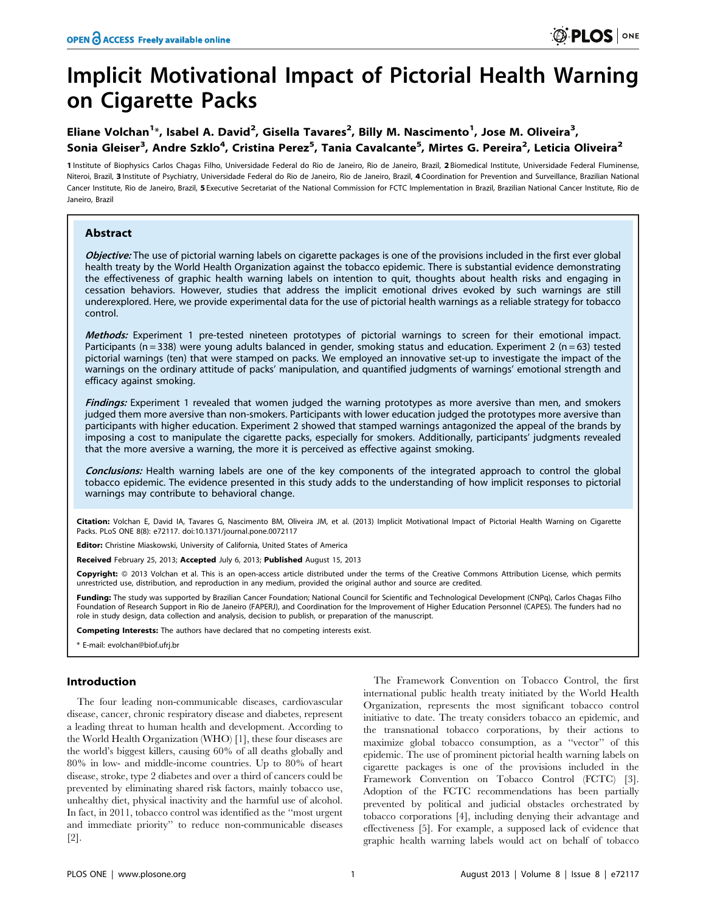# Implicit Motivational Impact of Pictorial Health Warning on Cigarette Packs

**Eliane Volchan[1]*, Isabel A. David[2], Gisella Tavares[2], Billy M. Nascimento[1], Jose M. Oliveira[3], Sonia Gleiser[3], Andre Szklo[4], Cristina Perez[5], Tania Cavalcante[5], Mirtes G. Pereira[2], Leticia Oliveira[2]**

**1** Institute of Biophysics Carlos Chagas Filho, Universidade Federal do Rio de Janeiro, Rio de Janeiro, Brazil, **2** Biomedical Institute, Universidade Federal Fluminense, Niteroi, Brazil, **3** Institute of Psychiatry, Universidade Federal do Rio de Janeiro, Rio de Janeiro, Brazil, **4** Coordination for Prevention and Surveillance, Brazilian National Cancer Institute, Rio de Janeiro, Brazil, **5** Executive Secretariat of the National Commission for FCTC Implementation in Brazil, Brazilian National Cancer Institute, Rio de Janeiro, Brazil

## Abstract

***Objective:*** The use of pictorial warning labels on cigarette packages is one of the provisions included in the first ever global health treaty by the World Health Organization against the tobacco epidemic. There is substantial evidence demonstrating the effectiveness of graphic health warning labels on intention to quit, thoughts about health risks and engaging in cessation behaviors. However, studies that address the implicit emotional drives evoked by such warnings are still underexplored. Here, we provide experimental data for the use of pictorial health warnings as a reliable strategy for tobacco control.

***Methods:*** Experiment 1 pre-tested nineteen prototypes of pictorial warnings to screen for their emotional impact. Participants (n = 338) were young adults balanced in gender, smoking status and education. Experiment 2 (n = 63) tested pictorial warnings (ten) that were stamped on packs. We employed an innovative set-up to investigate the impact of the warnings on the ordinary attitude of packs' manipulation, and quantified judgments of warnings' emotional strength and efficacy against smoking.

***Findings:*** Experiment 1 revealed that women judged the warning prototypes as more aversive than men, and smokers judged them more aversive than non-smokers. Participants with lower education judged the prototypes more aversive than participants with higher education. Experiment 2 showed that stamped warnings antagonized the appeal of the brands by imposing a cost to manipulate the cigarette packs, especially for smokers. Additionally, participants' judgments revealed that the more aversive a warning, the more it is perceived as effective against smoking.

***Conclusions:*** Health warning labels are one of the key components of the integrated approach to control the global tobacco epidemic. The evidence presented in this study adds to the understanding of how implicit responses to pictorial warnings may contribute to behavioral change.

**Citation:** Volchan E, David IA, Tavares G, Nascimento BM, Oliveira JM, et al. (2013) Implicit Motivational Impact of Pictorial Health Warning on Cigarette Packs. PLoS ONE 8(8): e72117. doi:10.1371/journal.pone.0072117

**Editor:** Christine Miaskowski, University of California, United States of America

**Received** February 25, 2013; **Accepted** July 6, 2013; **Published** August 15, 2013

**Copyright:** © 2013 Volchan et al. This is an open-access article distributed under the terms of the Creative Commons Attribution License, which permits unrestricted use, distribution, and reproduction in any medium, provided the original author and source are credited.

**Funding:** The study was supported by Brazilian Cancer Foundation; National Council for Scientific and Technological Development (CNPq), Carlos Chagas Filho Foundation of Research Support in Rio de Janeiro (FAPERJ), and Coordination for the Improvement of Higher Education Personnel (CAPES). The funders had no role in study design, data collection and analysis, decision to publish, or preparation of the manuscript.

**Competing Interests:** The authors have declared that no competing interests exist.

\* E-mail: evolchan@biof.ufrj.br

## Introduction

The four leading non-communicable diseases, cardiovascular disease, cancer, chronic respiratory disease and diabetes, represent a leading threat to human health and development. According to the World Health Organization (WHO) [1], these four diseases are the world's biggest killers, causing 60% of all deaths globally and 80% in low- and middle-income countries. Up to 80% of heart disease, stroke, type 2 diabetes and over a third of cancers could be prevented by eliminating shared risk factors, mainly tobacco use, unhealthy diet, physical inactivity and the harmful use of alcohol. In fact, in 2011, tobacco control was identified as the "most urgent and immediate priority" to reduce non-communicable diseases [2].

The Framework Convention on Tobacco Control, the first international public health treaty initiated by the World Health Organization, represents the most significant tobacco control initiative to date. The treaty considers tobacco an epidemic, and the transnational tobacco corporations, by their actions to maximize global tobacco consumption, as a "vector" of this epidemic. The use of prominent pictorial health warning labels on cigarette packages is one of the provisions included in the Framework Convention on Tobacco Control (FCTC) [3]. Adoption of the FCTC recommendations has been partially prevented by political and judicial obstacles orchestrated by tobacco corporations [4], including denying their advantage and effectiveness [5]. For example, a supposed lack of evidence that graphic health warning labels would act on behalf of tobacco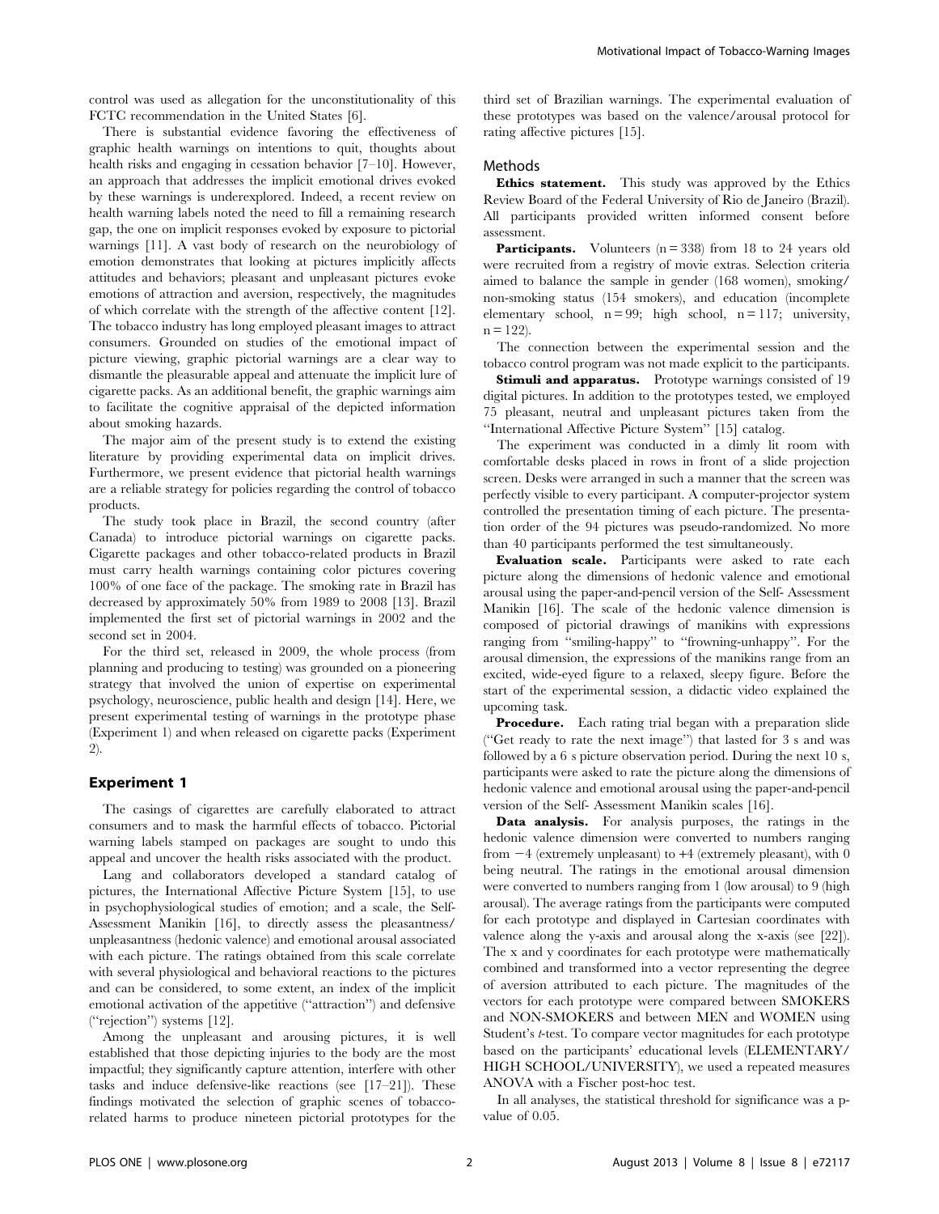control was used as allegation for the unconstitutionality of this FCTC recommendation in the United States [6].

There is substantial evidence favoring the effectiveness of graphic health warnings on intentions to quit, thoughts about health risks and engaging in cessation behavior [7–10]. However, an approach that addresses the implicit emotional drives evoked by these warnings is underexplored. Indeed, a recent review on health warning labels noted the need to fill a remaining research gap, the one on implicit responses evoked by exposure to pictorial warnings [11]. A vast body of research on the neurobiology of emotion demonstrates that looking at pictures implicitly affects attitudes and behaviors; pleasant and unpleasant pictures evoke emotions of attraction and aversion, respectively, the magnitudes of which correlate with the strength of the affective content [12]. The tobacco industry has long employed pleasant images to attract consumers. Grounded on studies of the emotional impact of picture viewing, graphic pictorial warnings are a clear way to dismantle the pleasurable appeal and attenuate the implicit lure of cigarette packs. As an additional benefit, the graphic warnings aim to facilitate the cognitive appraisal of the depicted information about smoking hazards.

The major aim of the present study is to extend the existing literature by providing experimental data on implicit drives. Furthermore, we present evidence that pictorial health warnings are a reliable strategy for policies regarding the control of tobacco products.

The study took place in Brazil, the second country (after Canada) to introduce pictorial warnings on cigarette packs. Cigarette packages and other tobacco-related products in Brazil must carry health warnings containing color pictures covering 100% of one face of the package. The smoking rate in Brazil has decreased by approximately 50% from 1989 to 2008 [13]. Brazil implemented the first set of pictorial warnings in 2002 and the second set in 2004.

For the third set, released in 2009, the whole process (from planning and producing to testing) was grounded on a pioneering strategy that involved the union of expertise on experimental psychology, neuroscience, public health and design [14]. Here, we present experimental testing of warnings in the prototype phase (Experiment 1) and when released on cigarette packs (Experiment 2).

## Experiment 1

The casings of cigarettes are carefully elaborated to attract consumers and to mask the harmful effects of tobacco. Pictorial warning labels stamped on packages are sought to undo this appeal and uncover the health risks associated with the product.

Lang and collaborators developed a standard catalog of pictures, the International Affective Picture System [15], to use in psychophysiological studies of emotion; and a scale, the Self-Assessment Manikin [16], to directly assess the pleasantness/unpleasantness (hedonic valence) and emotional arousal associated with each picture. The ratings obtained from this scale correlate with several physiological and behavioral reactions to the pictures and can be considered, to some extent, an index of the implicit emotional activation of the appetitive ("attraction") and defensive ("rejection") systems [12].

Among the unpleasant and arousing pictures, it is well established that those depicting injuries to the body are the most impactful; they significantly capture attention, interfere with other tasks and induce defensive-like reactions (see [17–21]). These findings motivated the selection of graphic scenes of tobacco-related harms to produce nineteen pictorial prototypes for the third set of Brazilian warnings. The experimental evaluation of these prototypes was based on the valence/arousal protocol for rating affective pictures [15].

### Methods

**Ethics statement.** This study was approved by the Ethics Review Board of the Federal University of Rio de Janeiro (Brazil). All participants provided written informed consent before assessment.

**Participants.** Volunteers (n = 338) from 18 to 24 years old were recruited from a registry of movie extras. Selection criteria aimed to balance the sample in gender (168 women), smoking/non-smoking status (154 smokers), and education (incomplete elementary school, n = 99; high school, n = 117; university, n = 122).

The connection between the experimental session and the tobacco control program was not made explicit to the participants.

**Stimuli and apparatus.** Prototype warnings consisted of 19 digital pictures. In addition to the prototypes tested, we employed 75 pleasant, neutral and unpleasant pictures taken from the "International Affective Picture System" [15] catalog.

The experiment was conducted in a dimly lit room with comfortable desks placed in rows in front of a slide projection screen. Desks were arranged in such a manner that the screen was perfectly visible to every participant. A computer-projector system controlled the presentation timing of each picture. The presentation order of the 94 pictures was pseudo-randomized. No more than 40 participants performed the test simultaneously.

**Evaluation scale.** Participants were asked to rate each picture along the dimensions of hedonic valence and emotional arousal using the paper-and-pencil version of the Self- Assessment Manikin [16]. The scale of the hedonic valence dimension is composed of pictorial drawings of manikins with expressions ranging from "smiling-happy" to "frowning-unhappy". For the arousal dimension, the expressions of the manikins range from an excited, wide-eyed figure to a relaxed, sleepy figure. Before the start of the experimental session, a didactic video explained the upcoming task.

**Procedure.** Each rating trial began with a preparation slide ("Get ready to rate the next image") that lasted for 3 s and was followed by a 6 s picture observation period. During the next 10 s, participants were asked to rate the picture along the dimensions of hedonic valence and emotional arousal using the paper-and-pencil version of the Self- Assessment Manikin scales [16].

**Data analysis.** For analysis purposes, the ratings in the hedonic valence dimension were converted to numbers ranging from −4 (extremely unpleasant) to +4 (extremely pleasant), with 0 being neutral. The ratings in the emotional arousal dimension were converted to numbers ranging from 1 (low arousal) to 9 (high arousal). The average ratings from the participants were computed for each prototype and displayed in Cartesian coordinates with valence along the y-axis and arousal along the x-axis (see [22]). The x and y coordinates for each prototype were mathematically combined and transformed into a vector representing the degree of aversion attributed to each picture. The magnitudes of the vectors for each prototype were compared between SMOKERS and NON-SMOKERS and between MEN and WOMEN using Student's *t*-test. To compare vector magnitudes for each prototype based on the participants' educational levels (ELEMENTARY/HIGH SCHOOL/UNIVERSITY), we used a repeated measures ANOVA with a Fischer post-hoc test.

In all analyses, the statistical threshold for significance was a p-value of 0.05.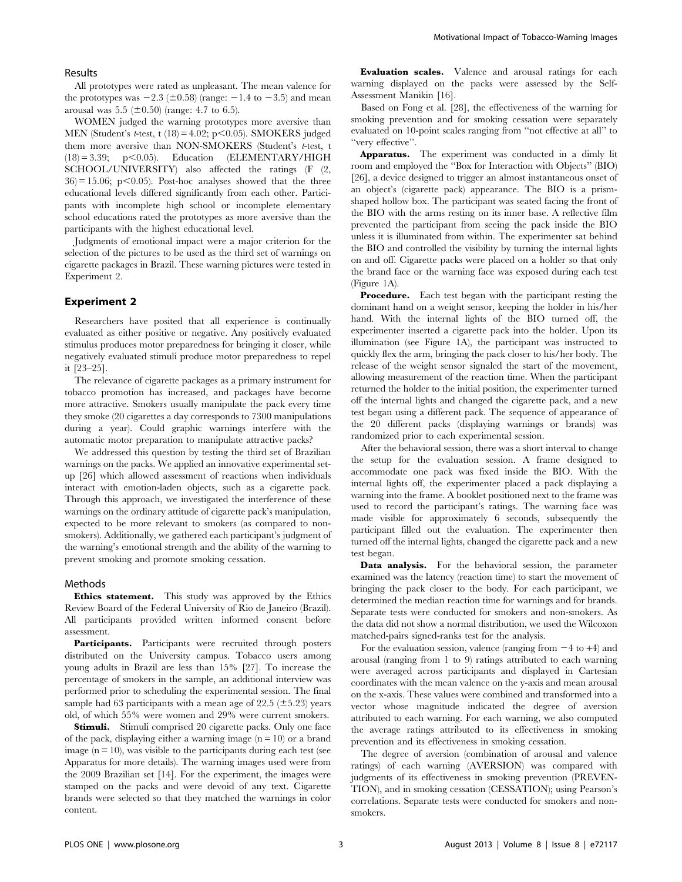### Results

All prototypes were rated as unpleasant. The mean valence for the prototypes was $-2.3$ ($\pm 0.58$) (range: $-1.4$ to $-3.5$) and mean arousal was 5.5 ($\pm 0.50$) (range: 4.7 to 6.5).

WOMEN judged the warning prototypes more aversive than MEN (Student's *t*-test, $t(18) = 4.02$; $p < 0.05$). SMOKERS judged them more aversive than NON-SMOKERS (Student's *t*-test, $t(18) = 3.39$; $p < 0.05$). Education (ELEMENTARY/HIGH SCHOOL/UNIVERSITY) also affected the ratings ($F(2, 36) = 15.06$; $p < 0.05$). Post-hoc analyses showed that the three educational levels differed significantly from each other. Participants with incomplete high school or incomplete elementary school educations rated the prototypes as more aversive than the participants with the highest educational level.

Judgments of emotional impact were a major criterion for the selection of the pictures to be used as the third set of warnings on cigarette packages in Brazil. These warning pictures were tested in Experiment 2.

## Experiment 2

Researchers have posited that all experience is continually evaluated as either positive or negative. Any positively evaluated stimulus produces motor preparedness for bringing it closer, while negatively evaluated stimuli produce motor preparedness to repel it [23–25].

The relevance of cigarette packages as a primary instrument for tobacco promotion has increased, and packages have become more attractive. Smokers usually manipulate the pack every time they smoke (20 cigarettes a day corresponds to 7300 manipulations during a year). Could graphic warnings interfere with the automatic motor preparation to manipulate attractive packs?

We addressed this question by testing the third set of Brazilian warnings on the packs. We applied an innovative experimental set-up [26] which allowed assessment of reactions when individuals interact with emotion-laden objects, such as a cigarette pack. Through this approach, we investigated the interference of these warnings on the ordinary attitude of cigarette pack's manipulation, expected to be more relevant to smokers (as compared to non-smokers). Additionally, we gathered each participant's judgment of the warning's emotional strength and the ability of the warning to prevent smoking and promote smoking cessation.

### Methods

**Ethics statement.** This study was approved by the Ethics Review Board of the Federal University of Rio de Janeiro (Brazil). All participants provided written informed consent before assessment.

**Participants.** Participants were recruited through posters distributed on the University campus. Tobacco users among young adults in Brazil are less than 15% [27]. To increase the percentage of smokers in the sample, an additional interview was performed prior to scheduling the experimental session. The final sample had 63 participants with a mean age of 22.5 ($\pm 5.23$) years old, of which 55% were women and 29% were current smokers.

**Stimuli.** Stimuli comprised 20 cigarette packs. Only one face of the pack, displaying either a warning image ($n = 10$) or a brand image ($n = 10$), was visible to the participants during each test (see Apparatus for more details). The warning images used were from the 2009 Brazilian set [14]. For the experiment, the images were stamped on the packs and were devoid of any text. Cigarette brands were selected so that they matched the warnings in color content.

**Evaluation scales.** Valence and arousal ratings for each warning displayed on the packs were assessed by the Self-Assessment Manikin [16].

Based on Fong et al. [28], the effectiveness of the warning for smoking prevention and for smoking cessation were separately evaluated on 10-point scales ranging from "not effective at all" to "very effective".

**Apparatus.** The experiment was conducted in a dimly lit room and employed the "Box for Interaction with Objects" (BIO) [26], a device designed to trigger an almost instantaneous onset of an object's (cigarette pack) appearance. The BIO is a prism-shaped hollow box. The participant was seated facing the front of the BIO with the arms resting on its inner base. A reflective film prevented the participant from seeing the pack inside the BIO unless it is illuminated from within. The experimenter sat behind the BIO and controlled the visibility by turning the internal lights on and off. Cigarette packs were placed on a holder so that only the brand face or the warning face was exposed during each test (Figure 1A).

**Procedure.** Each test began with the participant resting the dominant hand on a weight sensor, keeping the holder in his/her hand. With the internal lights of the BIO turned off, the experimenter inserted a cigarette pack into the holder. Upon its illumination (see Figure 1A), the participant was instructed to quickly flex the arm, bringing the pack closer to his/her body. The release of the weight sensor signaled the start of the movement, allowing measurement of the reaction time. When the participant returned the holder to the initial position, the experimenter turned off the internal lights and changed the cigarette pack, and a new test began using a different pack. The sequence of appearance of the 20 different packs (displaying warnings or brands) was randomized prior to each experimental session.

After the behavioral session, there was a short interval to change the setup for the evaluation session. A frame designed to accommodate one pack was fixed inside the BIO. With the internal lights off, the experimenter placed a pack displaying a warning into the frame. A booklet positioned next to the frame was used to record the participant's ratings. The warning face was made visible for approximately 6 seconds, subsequently the participant filled out the evaluation. The experimenter then turned off the internal lights, changed the cigarette pack and a new test began.

**Data analysis.** For the behavioral session, the parameter examined was the latency (reaction time) to start the movement of bringing the pack closer to the body. For each participant, we determined the median reaction time for warnings and for brands. Separate tests were conducted for smokers and non-smokers. As the data did not show a normal distribution, we used the Wilcoxon matched-pairs signed-ranks test for the analysis.

For the evaluation session, valence (ranging from $-4$ to $+4$) and arousal (ranging from 1 to 9) ratings attributed to each warning were averaged across participants and displayed in Cartesian coordinates with the mean valence on the y-axis and mean arousal on the x-axis. These values were combined and transformed into a vector whose magnitude indicated the degree of aversion attributed to each warning. For each warning, we also computed the average ratings attributed to its effectiveness in smoking prevention and its effectiveness in smoking cessation.

The degree of aversion (combination of arousal and valence ratings) of each warning (AVERSION) was compared with judgments of its effectiveness in smoking prevention (PREVENTION), and in smoking cessation (CESSATION); using Pearson's correlations. Separate tests were conducted for smokers and non-smokers.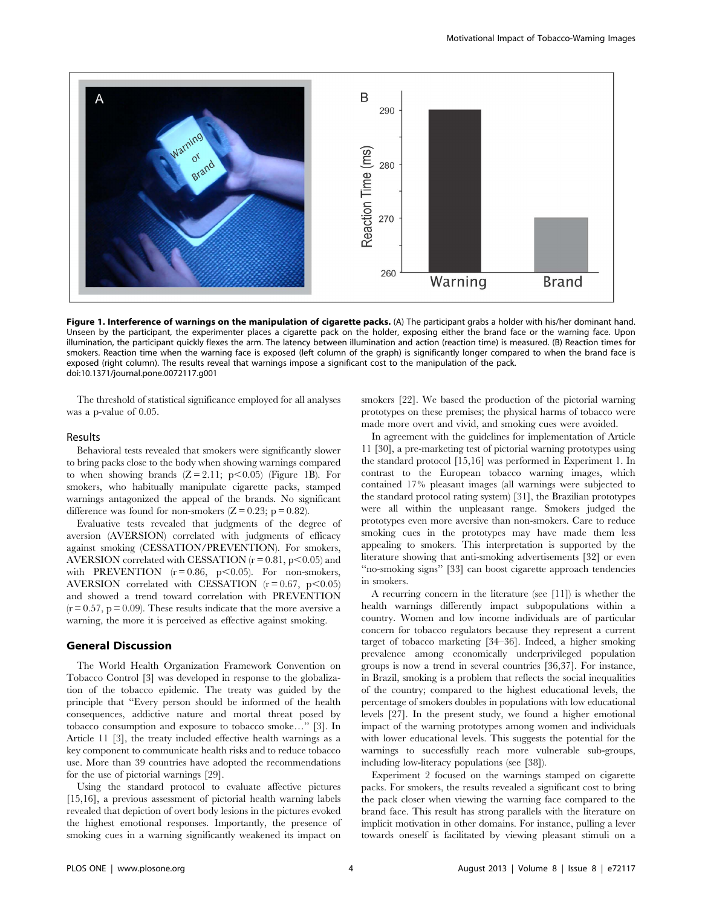**Figure 1. Interference of warnings on the manipulation of cigarette packs.** (A) The participant grabs a holder with his/her dominant hand. Unseen by the participant, the experimenter places a cigarette pack on the holder, exposing either the brand face or the warning face. Upon illumination, the participant quickly flexes the arm. The latency between illumination and action (reaction time) is measured. (B) Reaction times for smokers. Reaction time when the warning face is exposed (left column of the graph) is significantly longer compared to when the brand face is exposed (right column). The results reveal that warnings impose a significant cost to the manipulation of the pack.
doi:10.1371/journal.pone.0072117.g001

The threshold of statistical significance employed for all analyses was a p-value of 0.05.

### Results

Behavioral tests revealed that smokers were significantly slower to bring packs close to the body when showing warnings compared to when showing brands ($Z = 2.11$; $p < 0.05$) (Figure 1B). For smokers, who habitually manipulate cigarette packs, stamped warnings antagonized the appeal of the brands. No significant difference was found for non-smokers ($Z = 0.23$; $p = 0.82$).

Evaluative tests revealed that judgments of the degree of aversion (AVERSION) correlated with judgments of efficacy against smoking (CESSATION/PREVENTION). For smokers, AVERSION correlated with CESSATION ($r = 0.81$, $p < 0.05$) and with PREVENTION ($r = 0.86$, $p < 0.05$). For non-smokers, AVERSION correlated with CESSATION ($r = 0.67$, $p < 0.05$) and showed a trend toward correlation with PREVENTION ($r = 0.57$, $p = 0.09$). These results indicate that the more aversive a warning, the more it is perceived as effective against smoking.

## General Discussion

The World Health Organization Framework Convention on Tobacco Control [3] was developed in response to the globalization of the tobacco epidemic. The treaty was guided by the principle that "Every person should be informed of the health consequences, addictive nature and mortal threat posed by tobacco consumption and exposure to tobacco smoke…" [3]. In Article 11 [3], the treaty included effective health warnings as a key component to communicate health risks and to reduce tobacco use. More than 39 countries have adopted the recommendations for the use of pictorial warnings [29].

Using the standard protocol to evaluate affective pictures [15,16], a previous assessment of pictorial health warning labels revealed that depiction of overt body lesions in the pictures evoked the highest emotional responses. Importantly, the presence of smoking cues in a warning significantly weakened its impact on smokers [22]. We based the production of the pictorial warning prototypes on these premises; the physical harms of tobacco were made more overt and vivid, and smoking cues were avoided.

In agreement with the guidelines for implementation of Article 11 [30], a pre-marketing test of pictorial warning prototypes using the standard protocol [15,16] was performed in Experiment 1. In contrast to the European tobacco warning images, which contained 17% pleasant images (all warnings were subjected to the standard protocol rating system) [31], the Brazilian prototypes were all within the unpleasant range. Smokers judged the prototypes even more aversive than non-smokers. Care to reduce smoking cues in the prototypes may have made them less appealing to smokers. This interpretation is supported by the literature showing that anti-smoking advertisements [32] or even "no-smoking signs" [33] can boost cigarette approach tendencies in smokers.

A recurring concern in the literature (see [11]) is whether the health warnings differently impact subpopulations within a country. Women and low income individuals are of particular concern for tobacco regulators because they represent a current target of tobacco marketing [34–36]. Indeed, a higher smoking prevalence among economically underprivileged population groups is now a trend in several countries [36,37]. For instance, in Brazil, smoking is a problem that reflects the social inequalities of the country; compared to the highest educational levels, the percentage of smokers doubles in populations with low educational levels [27]. In the present study, we found a higher emotional impact of the warning prototypes among women and individuals with lower educational levels. This suggests the potential for the warnings to successfully reach more vulnerable sub-groups, including low-literacy populations (see [38]).

Experiment 2 focused on the warnings stamped on cigarette packs. For smokers, the results revealed a significant cost to bring the pack closer when viewing the warning face compared to the brand face. This result has strong parallels with the literature on implicit motivation in other domains. For instance, pulling a lever towards oneself is facilitated by viewing pleasant stimuli on a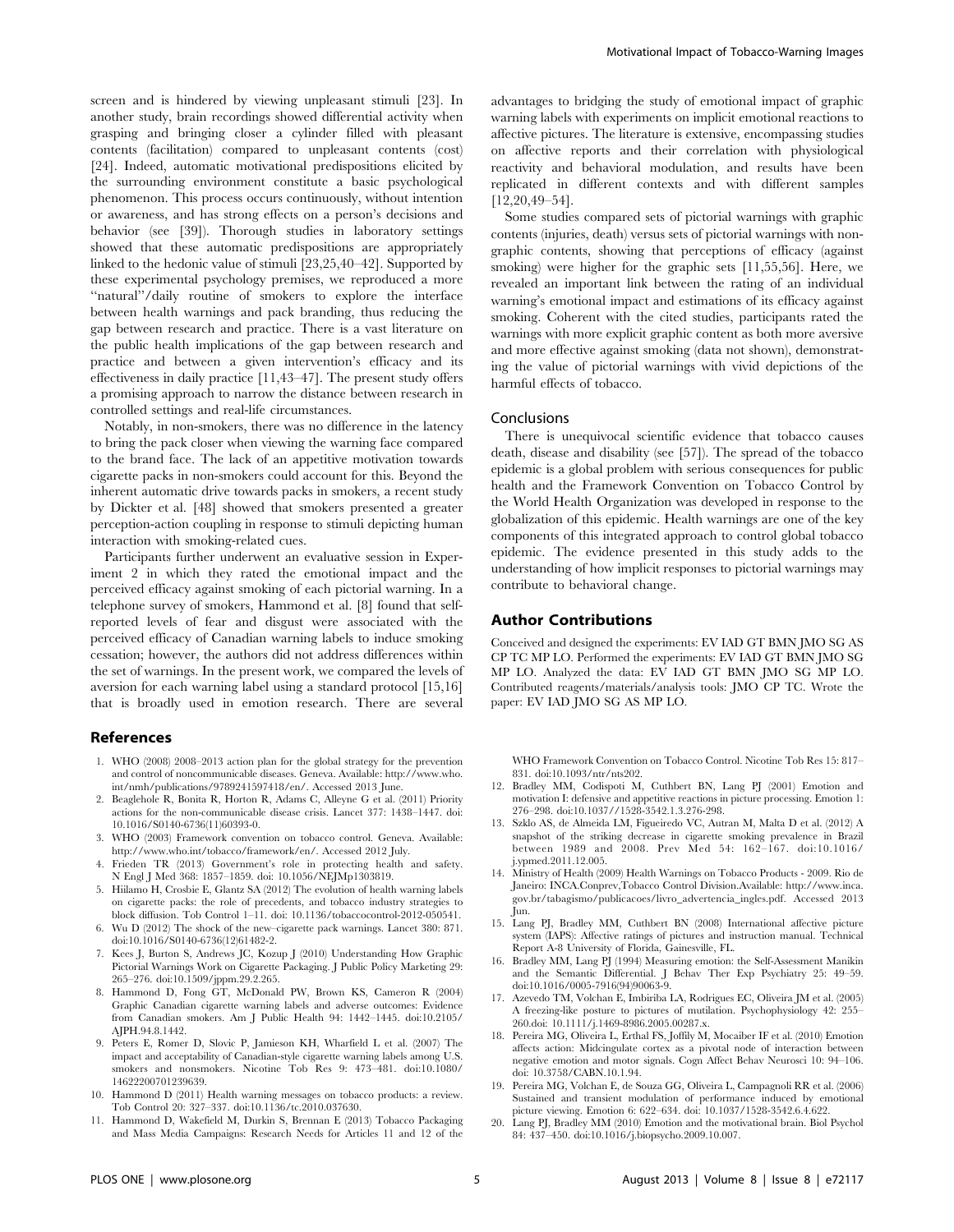screen and is hindered by viewing unpleasant stimuli [23]. In another study, brain recordings showed differential activity when grasping and bringing closer a cylinder filled with pleasant contents (facilitation) compared to unpleasant contents (cost) [24]. Indeed, automatic motivational predispositions elicited by the surrounding environment constitute a basic psychological phenomenon. This process occurs continuously, without intention or awareness, and has strong effects on a person's decisions and behavior (see [39]). Thorough studies in laboratory settings showed that these automatic predispositions are appropriately linked to the hedonic value of stimuli [23,25,40–42]. Supported by these experimental psychology premises, we reproduced a more "natural"/daily routine of smokers to explore the interface between health warnings and pack branding, thus reducing the gap between research and practice. There is a vast literature on the public health implications of the gap between research and practice and between a given intervention's efficacy and its effectiveness in daily practice [11,43–47]. The present study offers a promising approach to narrow the distance between research in controlled settings and real-life circumstances.

Notably, in non-smokers, there was no difference in the latency to bring the pack closer when viewing the warning face compared to the brand face. The lack of an appetitive motivation towards cigarette packs in non-smokers could account for this. Beyond the inherent automatic drive towards packs in smokers, a recent study by Dickter et al. [48] showed that smokers presented a greater perception-action coupling in response to stimuli depicting human interaction with smoking-related cues.

Participants further underwent an evaluative session in Experiment 2 in which they rated the emotional impact and the perceived efficacy against smoking of each pictorial warning. In a telephone survey of smokers, Hammond et al. [8] found that self-reported levels of fear and disgust were associated with the perceived efficacy of Canadian warning labels to induce smoking cessation; however, the authors did not address differences within the set of warnings. In the present work, we compared the levels of aversion for each warning label using a standard protocol [15,16] that is broadly used in emotion research. There are several advantages to bridging the study of emotional impact of graphic warning labels with experiments on implicit emotional reactions to affective pictures. The literature is extensive, encompassing studies on affective reports and their correlation with physiological reactivity and behavioral modulation, and results have been replicated in different contexts and with different samples [12,20,49–54].

Some studies compared sets of pictorial warnings with graphic contents (injuries, death) versus sets of pictorial warnings with non-graphic contents, showing that perceptions of efficacy (against smoking) were higher for the graphic sets [11,55,56]. Here, we revealed an important link between the rating of an individual warning's emotional impact and estimations of its efficacy against smoking. Coherent with the cited studies, participants rated the warnings with more explicit graphic content as both more aversive and more effective against smoking (data not shown), demonstrating the value of pictorial warnings with vivid depictions of the harmful effects of tobacco.

## Conclusions

There is unequivocal scientific evidence that tobacco causes death, disease and disability (see [57]). The spread of the tobacco epidemic is a global problem with serious consequences for public health and the Framework Convention on Tobacco Control by the World Health Organization was developed in response to the globalization of this epidemic. Health warnings are one of the key components of this integrated approach to control global tobacco epidemic. The evidence presented in this study adds to the understanding of how implicit responses to pictorial warnings may contribute to behavioral change.

## Author Contributions

Conceived and designed the experiments: EV IAD GT BMN JMO SG AS CP TC MP LO. Performed the experiments: EV IAD GT BMN JMO SG MP LO. Analyzed the data: EV IAD GT BMN JMO SG MP LO. Contributed reagents/materials/analysis tools: JMO CP TC. Wrote the paper: EV IAD JMO SG AS MP LO.

## References

1. WHO (2008) 2008–2013 action plan for the global strategy for the prevention and control of noncommunicable diseases. Geneva. Available: http://www.who.int/nmh/publications/9789241597418/en/. Accessed 2013 June.
2. Beaglehole R, Bonita R, Horton R, Adams C, Alleyne G et al. (2011) Priority actions for the non-communicable disease crisis. Lancet 377: 1438–1447. doi: 10.1016/S0140-6736(11)60393-0.
3. WHO (2003) Framework convention on tobacco control. Geneva. Available: http://www.who.int/tobacco/framework/en/. Accessed 2012 July.
4. Frieden TR (2013) Government's role in protecting health and safety. N Engl J Med 368: 1857–1859. doi: 10.1056/NEJMp1303819.
5. Hiilamo H, Crosbie E, Glantz SA (2012) The evolution of health warning labels on cigarette packs: the role of precedents, and tobacco industry strategies to block diffusion. Tob Control 1–11. doi: 10.1136/tobaccocontrol-2012-050541.
6. Wu D (2012) The shock of the new–cigarette pack warnings. Lancet 380: 871. doi:10.1016/S0140-6736(12)61482-2.
7. Kees J, Burton S, Andrews JC, Kozup J (2010) Understanding How Graphic Pictorial Warnings Work on Cigarette Packaging. J Public Policy Marketing 29: 265–276. doi:10.1509/jppm.29.2.265.
8. Hammond D, Fong GT, McDonald PW, Brown KS, Cameron R (2004) Graphic Canadian cigarette warning labels and adverse outcomes: Evidence from Canadian smokers. Am J Public Health 94: 1442–1445. doi:10.2105/AJPH.94.8.1442.
9. Peters E, Romer D, Slovic P, Jamieson KH, Wharfield L et al. (2007) The impact and acceptability of Canadian-style cigarette warning labels among U.S. smokers and nonsmokers. Nicotine Tob Res 9: 473–481. doi:10.1080/14622200701239639.
10. Hammond D (2011) Health warning messages on tobacco products: a review. Tob Control 20: 327–337. doi:10.1136/tc.2010.037630.
11. Hammond D, Wakefield M, Durkin S, Brennan E (2013) Tobacco Packaging and Mass Media Campaigns: Research Needs for Articles 11 and 12 of the WHO Framework Convention on Tobacco Control. Nicotine Tob Res 15: 817–831. doi:10.1093/ntr/nts202.
12. Bradley MM, Codispoti M, Cuthbert BN, Lang PJ (2001) Emotion and motivation I: defensive and appetitive reactions in picture processing. Emotion 1: 276–298. doi:10.1037//1528-3542.1.3.276-298.
13. Szklo AS, de Almeida LM, Figueiredo VC, Autran M, Malta D et al. (2012) A snapshot of the striking decrease in cigarette smoking prevalence in Brazil between 1989 and 2008. Prev Med 54: 162–167. doi:10.1016/j.ypmed.2011.12.005.
14. Ministry of Health (2009) Health Warnings on Tobacco Products - 2009. Rio de Janeiro: INCA.Conprev,Tobacco Control Division.Available: http://www.inca.gov.br/tabagismo/publicacoes/livro_advertencia_ingles.pdf. Accessed 2013 Jun.
15. Lang PJ, Bradley MM, Cuthbert BN (2008) International affective picture system (IAPS): Affective ratings of pictures and instruction manual. Technical Report A-8 University of Florida, Gainesville, FL.
16. Bradley MM, Lang PJ (1994) Measuring emotion: the Self-Assessment Manikin and the Semantic Differential. J Behav Ther Exp Psychiatry 25: 49–59. doi:10.1016/0005-7916(94)90063-9.
17. Azevedo TM, Volchan E, Imbiriba LA, Rodrigues EC, Oliveira JM et al. (2005) A freezing-like posture to pictures of mutilation. Psychophysiology 42: 255–260.doi: 10.1111/j.1469-8986.2005.00287.x.
18. Pereira MG, Oliveira L, Erthal FS, Joffily M, Mocaiber IF et al. (2010) Emotion affects action: Midcingulate cortex as a pivotal node of interaction between negative emotion and motor signals. Cogn Affect Behav Neurosci 10: 94–106. doi: 10.3758/CABN.10.1.94.
19. Pereira MG, Volchan E, de Souza GG, Oliveira L, Campagnoli RR et al. (2006) Sustained and transient modulation of performance induced by emotional picture viewing. Emotion 6: 622–634. doi: 10.1037/1528-3542.6.4.622.
20. Lang PJ, Bradley MM (2010) Emotion and the motivational brain. Biol Psychol 84: 437–450. doi:10.1016/j.biopsycho.2009.10.007.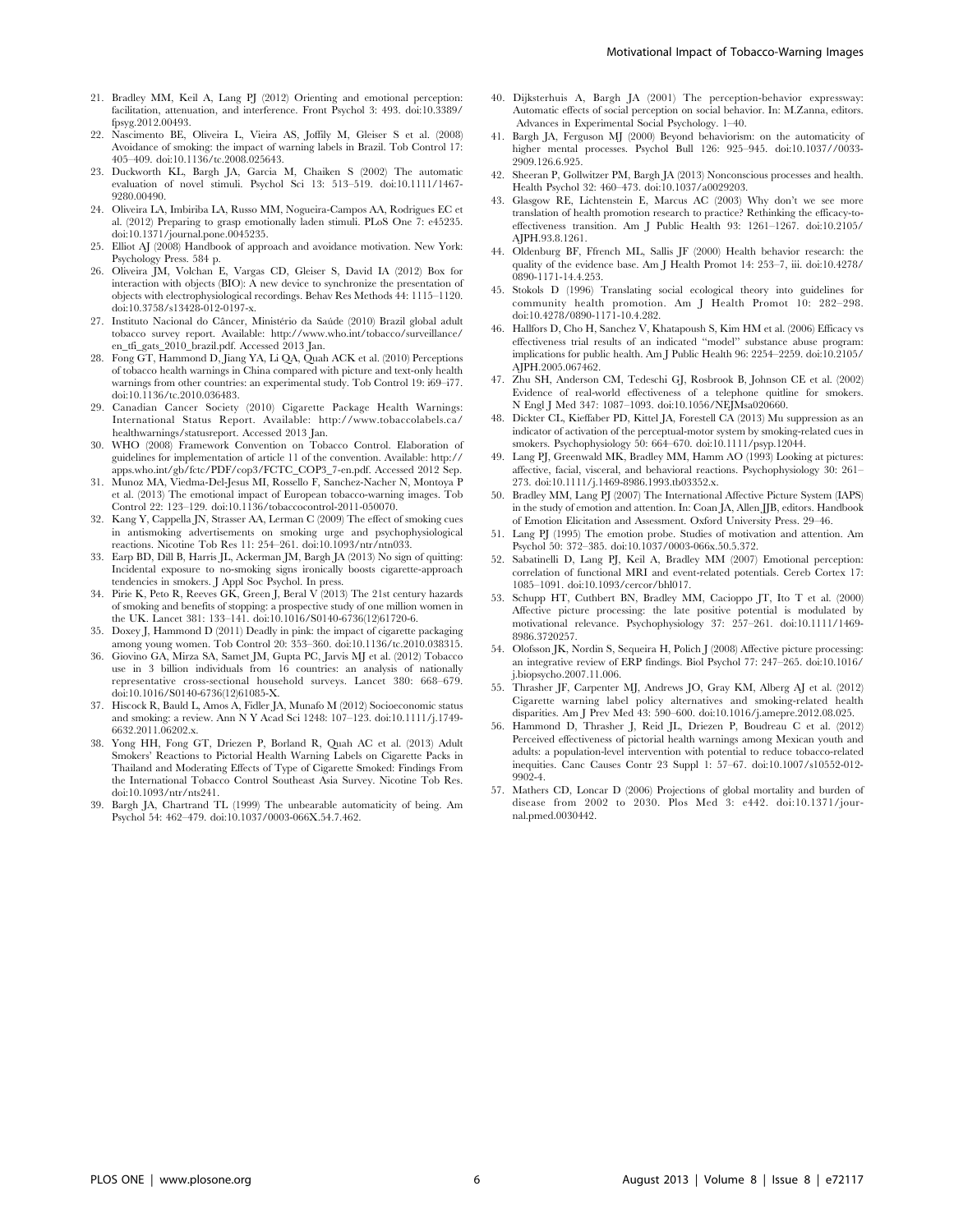21. Bradley MM, Keil A, Lang PJ (2012) Orienting and emotional perception: facilitation, attenuation, and interference. Front Psychol 3: 493. doi:10.3389/fpsyg.2012.00493.
22. Nascimento BE, Oliveira L, Vieira AS, Joffily M, Gleiser S et al. (2008) Avoidance of smoking: the impact of warning labels in Brazil. Tob Control 17: 405–409. doi:10.1136/tc.2008.025643.
23. Duckworth KL, Bargh JA, Garcia M, Chaiken S (2002) The automatic evaluation of novel stimuli. Psychol Sci 13: 513–519. doi:10.1111/1467-9280.00490.
24. Oliveira LA, Imbiriba LA, Russo MM, Nogueira-Campos AA, Rodrigues EC et al. (2012) Preparing to grasp emotionally laden stimuli. PLoS One 7: e45235. doi:10.1371/journal.pone.0045235.
25. Elliot AJ (2008) Handbook of approach and avoidance motivation. New York: Psychology Press. 584 p.
26. Oliveira JM, Volchan E, Vargas CD, Gleiser S, David IA (2012) Box for interaction with objects (BIO): A new device to synchronize the presentation of objects with electrophysiological recordings. Behav Res Methods 44: 1115–1120. doi:10.3758/s13428-012-0197-x.
27. Instituto Nacional do Câncer, Ministério da Saúde (2010) Brazil global adult tobacco survey report. Available: http://www.who.int/tobacco/surveillance/en_tfi_gats_2010_brazil.pdf. Accessed 2013 Jan.
28. Fong GT, Hammond D, Jiang YA, Li QA, Quah ACK et al. (2010) Perceptions of tobacco health warnings in China compared with picture and text-only health warnings from other countries: an experimental study. Tob Control 19: i69–i77. doi:10.1136/tc.2010.036483.
29. Canadian Cancer Society (2010) Cigarette Package Health Warnings: International Status Report. Available: http://www.tobaccolabels.ca/healthwarnings/statusreport. Accessed 2013 Jan.
30. WHO (2008) Framework Convention on Tobacco Control. Elaboration of guidelines for implementation of article 11 of the convention. Available: http://apps.who.int/gb/fctc/PDF/cop3/FCTC_COP3_7-en.pdf. Accessed 2012 Sep.
31. Munoz MA, Viedma-Del-Jesus MI, Rossello F, Sanchez-Nacher N, Montoya P et al. (2013) The emotional impact of European tobacco-warning images. Tob Control 22: 123–129. doi:10.1136/tobaccocontrol-2011-050070.
32. Kang Y, Cappella JN, Strasser AA, Lerman C (2009) The effect of smoking cues in antismoking advertisements on smoking urge and psychophysiological reactions. Nicotine Tob Res 11: 254–261. doi:10.1093/ntr/ntn033.
33. Earp BD, Dill B, Harris JL, Ackerman JM, Bargh JA (2013) No sign of quitting: Incidental exposure to no-smoking signs ironically boosts cigarette-approach tendencies in smokers. J Appl Soc Psychol. In press.
34. Pirie K, Peto R, Reeves GK, Green J, Beral V (2013) The 21st century hazards of smoking and benefits of stopping: a prospective study of one million women in the UK. Lancet 381: 133–141. doi:10.1016/S0140-6736(12)61720-6.
35. Doxey J, Hammond D (2011) Deadly in pink: the impact of cigarette packaging among young women. Tob Control 20: 353–360. doi:10.1136/tc.2010.038315.
36. Giovino GA, Mirza SA, Samet JM, Gupta PC, Jarvis MJ et al. (2012) Tobacco use in 3 billion individuals from 16 countries: an analysis of nationally representative cross-sectional household surveys. Lancet 380: 668–679. doi:10.1016/S0140-6736(12)61085-X.
37. Hiscock R, Bauld L, Amos A, Fidler JA, Munafo M (2012) Socioeconomic status and smoking: a review. Ann N Y Acad Sci 1248: 107–123. doi:10.1111/j.1749-6632.2011.06202.x.
38. Yong HH, Fong GT, Driezen P, Borland R, Quah AC et al. (2013) Adult Smokers' Reactions to Pictorial Health Warning Labels on Cigarette Packs in Thailand and Moderating Effects of Type of Cigarette Smoked: Findings From the International Tobacco Control Southeast Asia Survey. Nicotine Tob Res. doi:10.1093/ntr/nts241.
39. Bargh JA, Chartrand TL (1999) The unbearable automaticity of being. Am Psychol 54: 462–479. doi:10.1037/0003-066X.54.7.462.
40. Dijksterhuis A, Bargh JA (2001) The perception-behavior expressway: Automatic effects of social perception on social behavior. In: M.Zanna, editors. Advances in Experimental Social Psychology. 1–40.
41. Bargh JA, Ferguson MJ (2000) Beyond behaviorism: on the automaticity of higher mental processes. Psychol Bull 126: 925–945. doi:10.1037//0033-2909.126.6.925.
42. Sheeran P, Gollwitzer PM, Bargh JA (2013) Nonconscious processes and health. Health Psychol 32: 460–473. doi:10.1037/a0029203.
43. Glasgow RE, Lichtenstein E, Marcus AC (2003) Why don't we see more translation of health promotion research to practice? Rethinking the efficacy-to-effectiveness transition. Am J Public Health 93: 1261–1267. doi:10.2105/AJPH.93.8.1261.
44. Oldenburg BF, Ffrench ML, Sallis JF (2000) Health behavior research: the quality of the evidence base. Am J Health Promot 14: 253–7, iii. doi:10.4278/0890-1171-14.4.253.
45. Stokols D (1996) Translating social ecological theory into guidelines for community health promotion. Am J Health Promot 10: 282–298. doi:10.4278/0890-1171-10.4.282.
46. Hallfors D, Cho H, Sanchez V, Khatapoush S, Kim HM et al. (2006) Efficacy vs effectiveness trial results of an indicated "model" substance abuse program: implications for public health. Am J Public Health 96: 2254–2259. doi:10.2105/AJPH.2005.067462.
47. Zhu SH, Anderson CM, Tedeschi GJ, Rosbrook B, Johnson CE et al. (2002) Evidence of real-world effectiveness of a telephone quitline for smokers. N Engl J Med 347: 1087–1093. doi:10.1056/NEJMsa020660.
48. Dickter CL, Kieffaber PD, Kittel JA, Forestell CA (2013) Mu suppression as an indicator of activation of the perceptual-motor system by smoking-related cues in smokers. Psychophysiology 50: 664–670. doi:10.1111/psyp.12044.
49. Lang PJ, Greenwald MK, Bradley MM, Hamm AO (1993) Looking at pictures: affective, facial, visceral, and behavioral reactions. Psychophysiology 30: 261–273. doi:10.1111/j.1469-8986.1993.tb03352.x.
50. Bradley MM, Lang PJ (2007) The International Affective Picture System (IAPS) in the study of emotion and attention. In: Coan JA, Allen JJB, editors. Handbook of Emotion Elicitation and Assessment. Oxford University Press. 29–46.
51. Lang PJ (1995) The emotion probe. Studies of motivation and attention. Am Psychol 50: 372–385. doi:10.1037/0003-066x.50.5.372.
52. Sabatinelli D, Lang PJ, Keil A, Bradley MM (2007) Emotional perception: correlation of functional MRI and event-related potentials. Cereb Cortex 17: 1085–1091. doi:10.1093/cercor/bhl017.
53. Schupp HT, Cuthbert BN, Bradley MM, Cacioppo JT, Ito T et al. (2000) Affective picture processing: the late positive potential is modulated by motivational relevance. Psychophysiology 37: 257–261. doi:10.1111/1469-8986.3720257.
54. Olofsson JK, Nordin S, Sequeira H, Polich J (2008) Affective picture processing: an integrative review of ERP findings. Biol Psychol 77: 247–265. doi:10.1016/j.biopsycho.2007.11.006.
55. Thrasher JF, Carpenter MJ, Andrews JO, Gray KM, Alberg AJ et al. (2012) Cigarette warning label policy alternatives and smoking-related health disparities. Am J Prev Med 43: 590–600. doi:10.1016/j.amepre.2012.08.025.
56. Hammond D, Thrasher J, Reid JL, Driezen P, Boudreau C et al. (2012) Perceived effectiveness of pictorial health warnings among Mexican youth and adults: a population-level intervention with potential to reduce tobacco-related inequities. Canc Causes Contr 23 Suppl 1: 57–67. doi:10.1007/s10552-012-9902-4.
57. Mathers CD, Loncar D (2006) Projections of global mortality and burden of disease from 2002 to 2030. Plos Med 3: e442. doi:10.1371/journal.pmed.0030442.